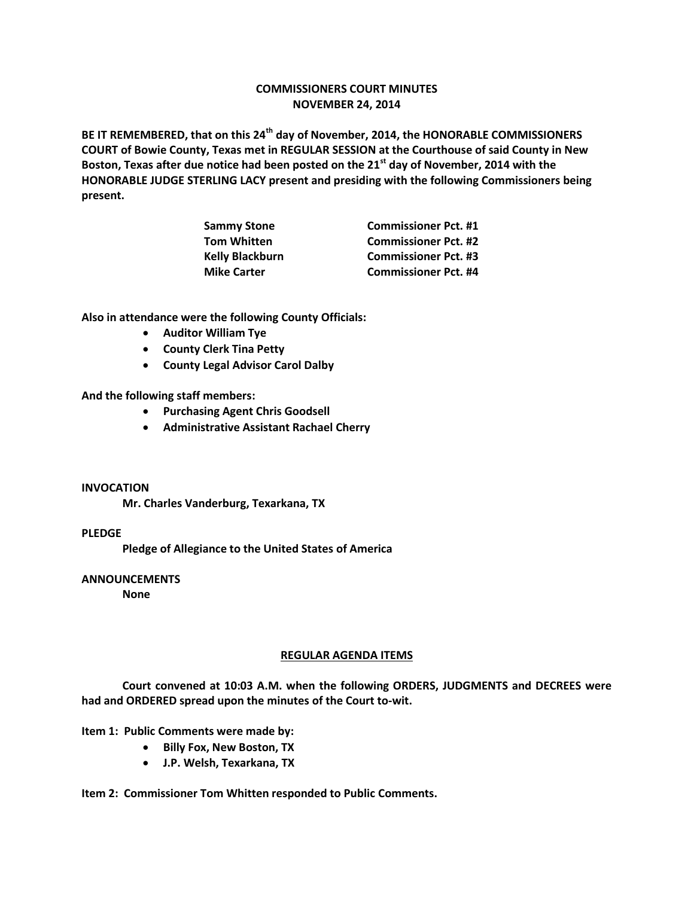# COMMISSIONERS COURT MINUTES
## NOVEMBER 24, 2014

**BE IT REMEMBERED, that on this 24th day of November, 2014, the HONORABLE COMMISSIONERS COURT of Bowie County, Texas met in REGULAR SESSION at the Courthouse of said County in New Boston, Texas after due notice had been posted on the 21st day of November, 2014 with the HONORABLE JUDGE STERLING LACY present and presiding with the following Commissioners being present.**

| | |
|---|---|
| **Sammy Stone** | **Commissioner Pct. #1** |
| **Tom Whitten** | **Commissioner Pct. #2** |
| **Kelly Blackburn** | **Commissioner Pct. #3** |
| **Mike Carter** | **Commissioner Pct. #4** |

**Also in attendance were the following County Officials:**

- **Auditor William Tye**
- **County Clerk Tina Petty**
- **County Legal Advisor Carol Dalby**

**And the following staff members:**

- **Purchasing Agent Chris Goodsell**
- **Administrative Assistant Rachael Cherry**

**INVOCATION**

**Mr. Charles Vanderburg, Texarkana, TX**

**PLEDGE**

**Pledge of Allegiance to the United States of America**

**ANNOUNCEMENTS**

**None**

**REGULAR AGENDA ITEMS**

**Court convened at 10:03 A.M. when the following ORDERS, JUDGMENTS and DECREES were had and ORDERED spread upon the minutes of the Court to-wit.**

**Item 1: Public Comments were made by:**

- **Billy Fox, New Boston, TX**
- **J.P. Welsh, Texarkana, TX**

**Item 2: Commissioner Tom Whitten responded to Public Comments.**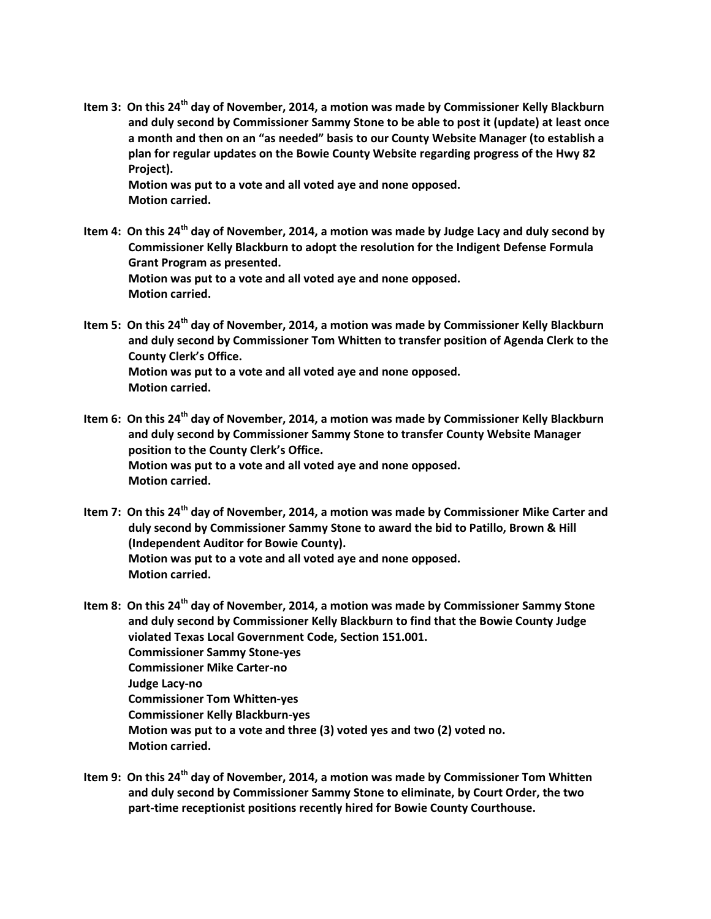**Item 3: On this 24th day of November, 2014, a motion was made by Commissioner Kelly Blackburn and duly second by Commissioner Sammy Stone to be able to post it (update) at least once a month and then on an "as needed" basis to our County Website Manager (to establish a plan for regular updates on the Bowie County Website regarding progress of the Hwy 82 Project).**
**Motion was put to a vote and all voted aye and none opposed.**
**Motion carried.**

**Item 4: On this 24th day of November, 2014, a motion was made by Judge Lacy and duly second by Commissioner Kelly Blackburn to adopt the resolution for the Indigent Defense Formula Grant Program as presented.**
**Motion was put to a vote and all voted aye and none opposed.**
**Motion carried.**

**Item 5: On this 24th day of November, 2014, a motion was made by Commissioner Kelly Blackburn and duly second by Commissioner Tom Whitten to transfer position of Agenda Clerk to the County Clerk's Office.**
**Motion was put to a vote and all voted aye and none opposed.**
**Motion carried.**

**Item 6: On this 24th day of November, 2014, a motion was made by Commissioner Kelly Blackburn and duly second by Commissioner Sammy Stone to transfer County Website Manager position to the County Clerk's Office.**
**Motion was put to a vote and all voted aye and none opposed.**
**Motion carried.**

**Item 7: On this 24th day of November, 2014, a motion was made by Commissioner Mike Carter and duly second by Commissioner Sammy Stone to award the bid to Patillo, Brown & Hill (Independent Auditor for Bowie County).**
**Motion was put to a vote and all voted aye and none opposed.**
**Motion carried.**

**Item 8: On this 24th day of November, 2014, a motion was made by Commissioner Sammy Stone and duly second by Commissioner Kelly Blackburn to find that the Bowie County Judge violated Texas Local Government Code, Section 151.001.**
**Commissioner Sammy Stone-yes**
**Commissioner Mike Carter-no**
**Judge Lacy-no**
**Commissioner Tom Whitten-yes**
**Commissioner Kelly Blackburn-yes**
**Motion was put to a vote and three (3) voted yes and two (2) voted no.**
**Motion carried.**

**Item 9: On this 24th day of November, 2014, a motion was made by Commissioner Tom Whitten and duly second by Commissioner Sammy Stone to eliminate, by Court Order, the two part-time receptionist positions recently hired for Bowie County Courthouse.**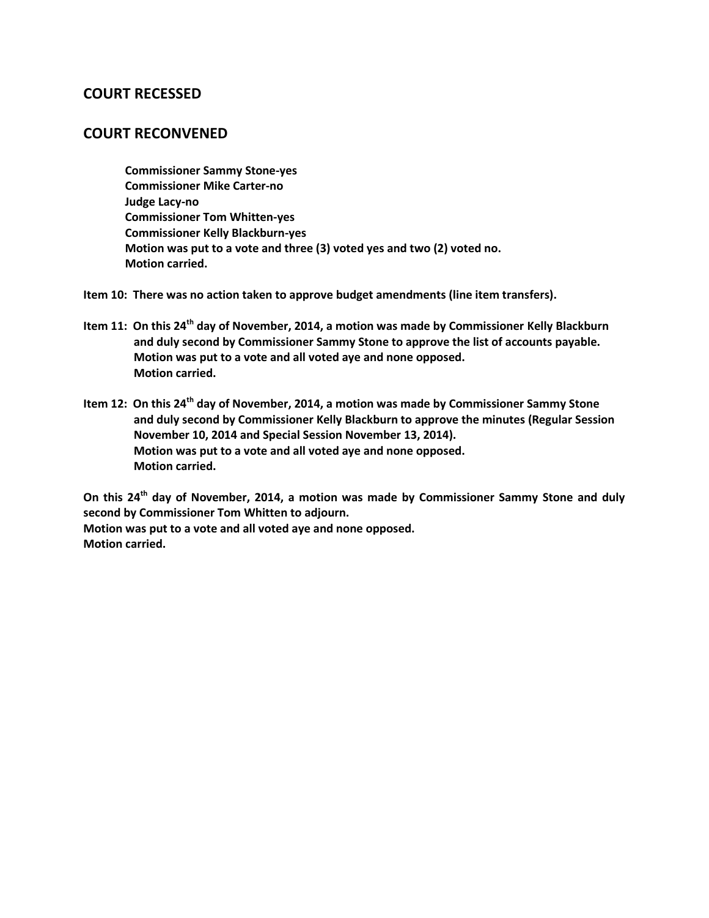## COURT RECESSED

## COURT RECONVENED

**Commissioner Sammy Stone-yes**
**Commissioner Mike Carter-no**
**Judge Lacy-no**
**Commissioner Tom Whitten-yes**
**Commissioner Kelly Blackburn-yes**
**Motion was put to a vote and three (3) voted yes and two (2) voted no.**
**Motion carried.**

**Item 10: There was no action taken to approve budget amendments (line item transfers).**

**Item 11: On this 24th day of November, 2014, a motion was made by Commissioner Kelly Blackburn and duly second by Commissioner Sammy Stone to approve the list of accounts payable.**
**Motion was put to a vote and all voted aye and none opposed.**
**Motion carried.**

**Item 12: On this 24th day of November, 2014, a motion was made by Commissioner Sammy Stone and duly second by Commissioner Kelly Blackburn to approve the minutes (Regular Session November 10, 2014 and Special Session November 13, 2014).**
**Motion was put to a vote and all voted aye and none opposed.**
**Motion carried.**

**On this 24th day of November, 2014, a motion was made by Commissioner Sammy Stone and duly second by Commissioner Tom Whitten to adjourn.**
**Motion was put to a vote and all voted aye and none opposed.**
**Motion carried.**